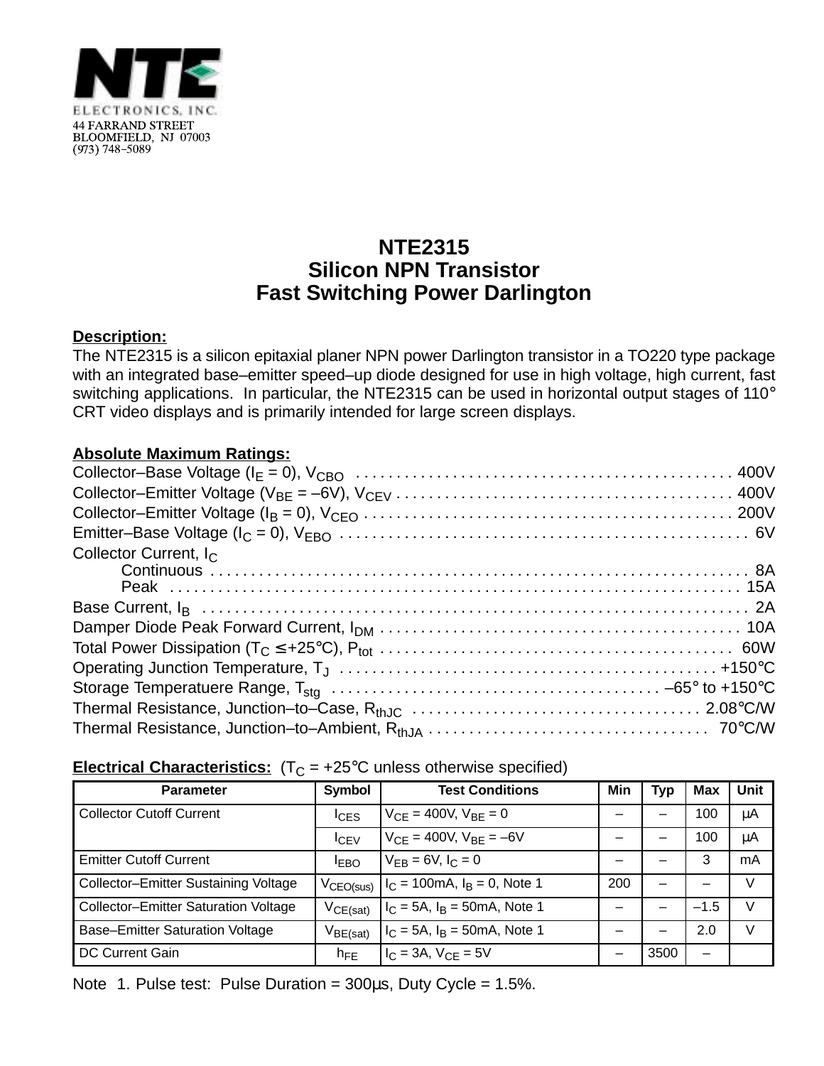NTE ELECTRONICS, INC.
44 FARRAND STREET
BLOOMFIELD, NJ 07003
(973) 748–5089

# NTE2315
## Silicon NPN Transistor
## Fast Switching Power Darlington

**Description:**

The NTE2315 is a silicon epitaxial planer NPN power Darlington transistor in a TO220 type package with an integrated base–emitter speed–up diode designed for use in high voltage, high current, fast switching applications. In particular, the NTE2315 can be used in horizontal output stages of 110° CRT video displays and is primarily intended for large screen displays.

**Absolute Maximum Ratings:**

Collector–Base Voltage ($I_E$ = 0), $V_{CBO}$ . . . . . . . . . . 400V
Collector–Emitter Voltage ($V_{BE}$ = –6V), $V_{CEV}$ . . . . . . . . . . 400V
Collector–Emitter Voltage ($I_B$ = 0), $V_{CEO}$ . . . . . . . . . . 200V
Emitter–Base Voltage ($I_C$ = 0), $V_{EBO}$ . . . . . . . . . . 6V
Collector Current, $I_C$
  Continuous . . . . . . . . . . 8A
  Peak . . . . . . . . . . 15A
Base Current, $I_B$ . . . . . . . . . . 2A
Damper Diode Peak Forward Current, $I_{DM}$ . . . . . . . . . . 10A
Total Power Dissipation ($T_C$ ≤ +25°C), $P_{tot}$ . . . . . . . . . . 60W
Operating Junction Temperature, $T_J$ . . . . . . . . . . +150°C
Storage Temperatuere Range, $T_{stg}$ . . . . . . . . . . –65° to +150°C
Thermal Resistance, Junction–to–Case, $R_{thJC}$ . . . . . . . . . . 2.08°C/W
Thermal Resistance, Junction–to–Ambient, $R_{thJA}$ . . . . . . . . . . 70°C/W

**Electrical Characteristics:** ($T_C$ = +25°C unless otherwise specified)

| Parameter | Symbol | Test Conditions | Min | Typ | Max | Unit |
|---|---|---|---|---|---|---|
| Collector Cutoff Current | $I_{CES}$ | $V_{CE}$ = 400V, $V_{BE}$ = 0 | – | – | 100 | µA |
| | $I_{CEV}$ | $V_{CE}$ = 400V, $V_{BE}$ = –6V | – | – | 100 | µA |
| Emitter Cutoff Current | $I_{EBO}$ | $V_{EB}$ = 6V, $I_C$ = 0 | – | – | 3 | mA |
| Collector–Emitter Sustaining Voltage | $V_{CEO(sus)}$ | $I_C$ = 100mA, $I_B$ = 0, Note 1 | 200 | – | – | V |
| Collector–Emitter Saturation Voltage | $V_{CE(sat)}$ | $I_C$ = 5A, $I_B$ = 50mA, Note 1 | – | – | –1.5 | V |
| Base–Emitter Saturation Voltage | $V_{BE(sat)}$ | $I_C$ = 5A, $I_B$ = 50mA, Note 1 | – | – | 2.0 | V |
| DC Current Gain | $h_{FE}$ | $I_C$ = 3A, $V_{CE}$ = 5V | – | 3500 | – | |

Note 1. Pulse test: Pulse Duration = 300µs, Duty Cycle = 1.5%.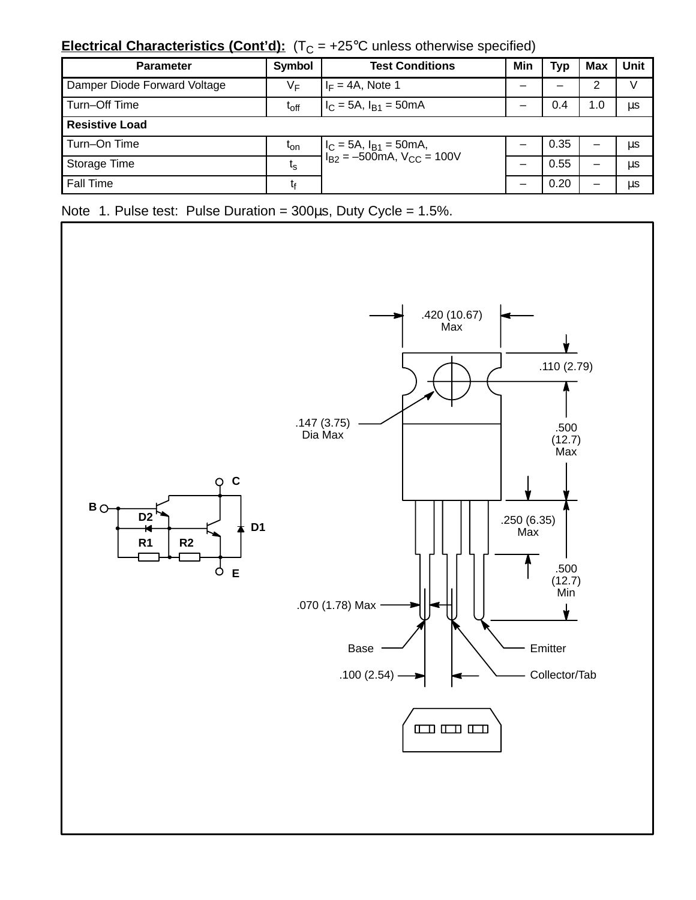**Electrical Characteristics (Cont'd):** ($T_C$ = +25°C unless otherwise specified)

| Parameter | Symbol | Test Conditions | Min | Typ | Max | Unit |
|---|---|---|---|---|---|---|
| Damper Diode Forward Voltage | $V_F$ | $I_F$ = 4A, Note 1 | – | – | 2 | V |
| Turn–Off Time | $t_{off}$ | $I_C$ = 5A, $I_{B1}$ = 50mA | – | 0.4 | 1.0 | μs |
| **Resistive Load** | | | | | | |
| Turn–On Time | $t_{on}$ | $I_C$ = 5A, $I_{B1}$ = 50mA, $I_{B2}$ = –500mA, $V_{CC}$ = 100V | – | 0.35 | – | μs |
| Storage Time | $t_s$ | | – | 0.55 | – | μs |
| Fall Time | $t_f$ | | – | 0.20 | – | μs |

Note 1. Pulse test: Pulse Duration = 300μs, Duty Cycle = 1.5%.

C
B
D2
D1
R1
R2
E

.420 (10.67) Max
.110 (2.79)
.147 (3.75) Dia Max
.500 (12.7) Max
.250 (6.35) Max
.500 (12.7) Min
.070 (1.78) Max
Base
Emitter
.100 (2.54)
Collector/Tab